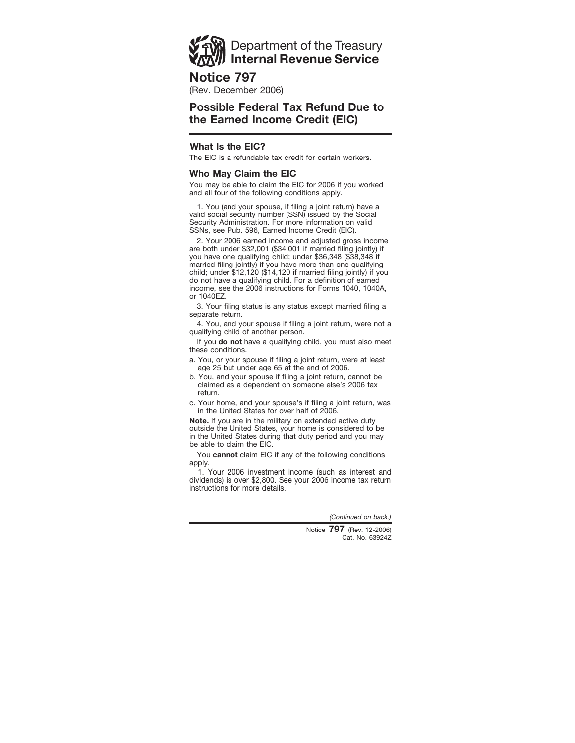Department of the Treasury
**Internal Revenue Service**

# Notice 797

(Rev. December 2006)

## Possible Federal Tax Refund Due to the Earned Income Credit (EIC)

### What Is the EIC?

The EIC is a refundable tax credit for certain workers.

### Who May Claim the EIC

You may be able to claim the EIC for 2006 if you worked and all four of the following conditions apply.

1. You (and your spouse, if filing a joint return) have a valid social security number (SSN) issued by the Social Security Administration. For more information on valid SSNs, see Pub. 596, Earned Income Credit (EIC).

2. Your 2006 earned income and adjusted gross income are both under $32,001 ($34,001 if married filing jointly) if you have one qualifying child; under $36,348 ($38,348 if married filing jointly) if you have more than one qualifying child; under $12,120 ($14,120 if married filing jointly) if you do not have a qualifying child. For a definition of earned income, see the 2006 instructions for Forms 1040, 1040A, or 1040EZ.

3. Your filing status is any status except married filing a separate return.

4. You, and your spouse if filing a joint return, were not a qualifying child of another person.

If you **do not** have a qualifying child, you must also meet these conditions.

a. You, or your spouse if filing a joint return, were at least age 25 but under age 65 at the end of 2006.

b. You, and your spouse if filing a joint return, cannot be claimed as a dependent on someone else's 2006 tax return.

c. Your home, and your spouse's if filing a joint return, was in the United States for over half of 2006.

**Note.** If you are in the military on extended active duty outside the United States, your home is considered to be in the United States during that duty period and you may be able to claim the EIC.

You **cannot** claim EIC if any of the following conditions apply.

1. Your 2006 investment income (such as interest and dividends) is over $2,800. See your 2006 income tax return instructions for more details.

*(Continued on back.)*

Notice **797** (Rev. 12-2006)
Cat. No. 63924Z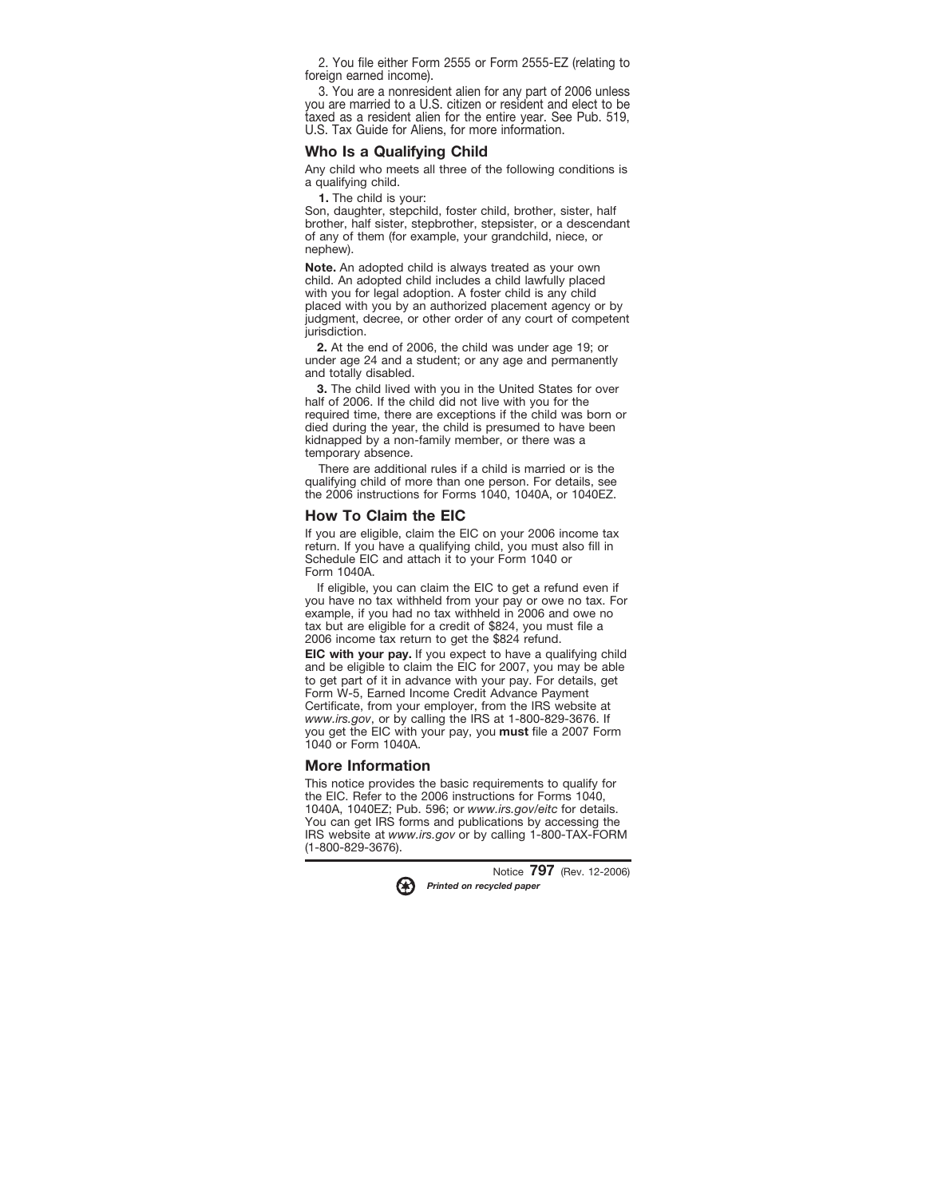2. You file either Form 2555 or Form 2555-EZ (relating to foreign earned income).

3. You are a nonresident alien for any part of 2006 unless you are married to a U.S. citizen or resident and elect to be taxed as a resident alien for the entire year. See Pub. 519, U.S. Tax Guide for Aliens, for more information.

## Who Is a Qualifying Child

Any child who meets all three of the following conditions is a qualifying child.

**1.** The child is your:
Son, daughter, stepchild, foster child, brother, sister, half brother, half sister, stepbrother, stepsister, or a descendant of any of them (for example, your grandchild, niece, or nephew).

**Note.** An adopted child is always treated as your own child. An adopted child includes a child lawfully placed with you for legal adoption. A foster child is any child placed with you by an authorized placement agency or by judgment, decree, or other order of any court of competent jurisdiction.

**2.** At the end of 2006, the child was under age 19; or under age 24 and a student; or any age and permanently and totally disabled.

**3.** The child lived with you in the United States for over half of 2006. If the child did not live with you for the required time, there are exceptions if the child was born or died during the year, the child is presumed to have been kidnapped by a non-family member, or there was a temporary absence.

There are additional rules if a child is married or is the qualifying child of more than one person. For details, see the 2006 instructions for Forms 1040, 1040A, or 1040EZ.

## How To Claim the EIC

If you are eligible, claim the EIC on your 2006 income tax return. If you have a qualifying child, you must also fill in Schedule EIC and attach it to your Form 1040 or Form 1040A.

If eligible, you can claim the EIC to get a refund even if you have no tax withheld from your pay or owe no tax. For example, if you had no tax withheld in 2006 and owe no tax but are eligible for a credit of $824, you must file a 2006 income tax return to get the $824 refund.

**EIC with your pay.** If you expect to have a qualifying child and be eligible to claim the EIC for 2007, you may be able to get part of it in advance with your pay. For details, get Form W-5, Earned Income Credit Advance Payment Certificate, from your employer, from the IRS website at *www.irs.gov*, or by calling the IRS at 1-800-829-3676. If you get the EIC with your pay, you **must** file a 2007 Form 1040 or Form 1040A.

## More Information

This notice provides the basic requirements to qualify for the EIC. Refer to the 2006 instructions for Forms 1040, 1040A, 1040EZ; Pub. 596; or *www.irs.gov/eitc* for details. You can get IRS forms and publications by accessing the IRS website at *www.irs.gov* or by calling 1-800-TAX-FORM (1-800-829-3676).

Notice **797** (Rev. 12-2006)

***Printed on recycled paper***